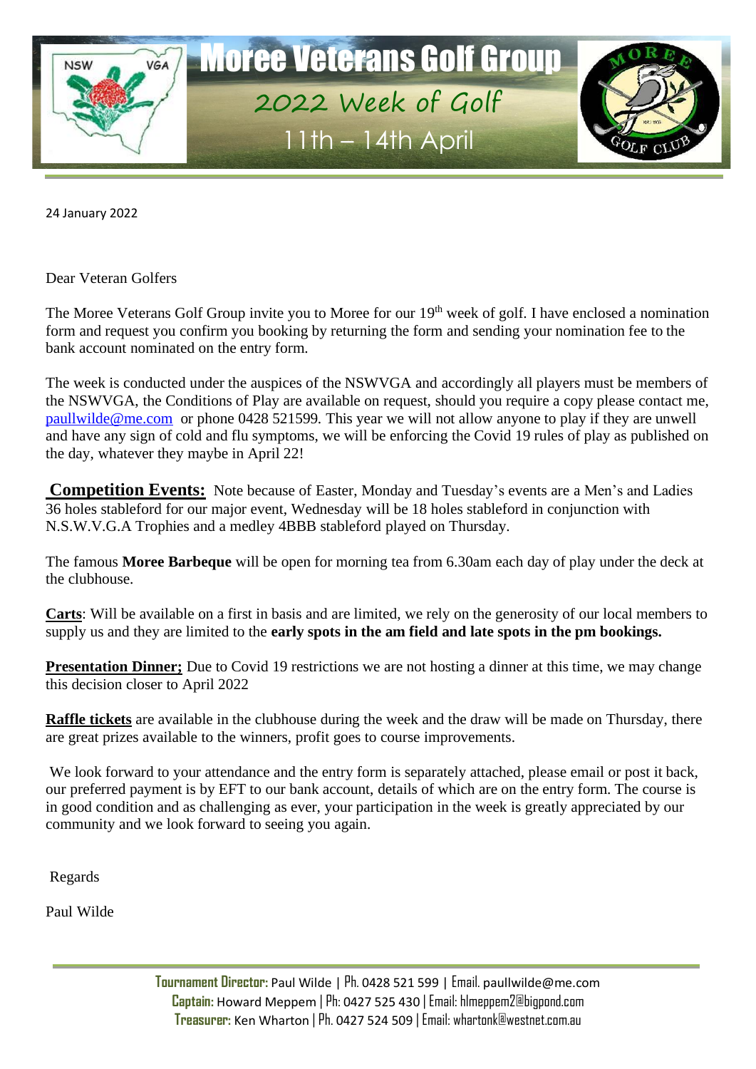# Moree Veterans Golf Group

## 2022 Week of Golf

### 11th – 14th April

24 January 2022

Dear Veteran Golfers

The Moree Veterans Golf Group invite you to Moree for our 19th week of golf. I have enclosed a nomination form and request you confirm you booking by returning the form and sending your nomination fee to the bank account nominated on the entry form.

The week is conducted under the auspices of the NSWVGA and accordingly all players must be members of the NSWVGA, the Conditions of Play are available on request, should you require a copy please contact me, paullwilde@me.com or phone 0428 521599. This year we will not allow anyone to play if they are unwell and have any sign of cold and flu symptoms, we will be enforcing the Covid 19 rules of play as published on the day, whatever they maybe in April 22!

**Competition Events:** Note because of Easter, Monday and Tuesday's events are a Men's and Ladies 36 holes stableford for our major event, Wednesday will be 18 holes stableford in conjunction with N.S.W.V.G.A Trophies and a medley 4BBB stableford played on Thursday.

The famous **Moree Barbeque** will be open for morning tea from 6.30am each day of play under the deck at the clubhouse.

**Carts**: Will be available on a first in basis and are limited, we rely on the generosity of our local members to supply us and they are limited to the **early spots in the am field and late spots in the pm bookings.**

**Presentation Dinner;** Due to Covid 19 restrictions we are not hosting a dinner at this time, we may change this decision closer to April 2022

**Raffle tickets** are available in the clubhouse during the week and the draw will be made on Thursday, there are great prizes available to the winners, profit goes to course improvements.

We look forward to your attendance and the entry form is separately attached, please email or post it back, our preferred payment is by EFT to our bank account, details of which are on the entry form. The course is in good condition and as challenging as ever, your participation in the week is greatly appreciated by our community and we look forward to seeing you again.

Regards

Paul Wilde

**Tournament Director:** Paul Wilde | Ph. 0428 521 599 | Email. paullwilde@me.com
**Captain:** Howard Meppem | Ph: 0427 525 430 | Email: hlmeppem2@bigpond.com
**Treasurer:** Ken Wharton | Ph. 0427 524 509 | Email: whartonk@westnet.com.au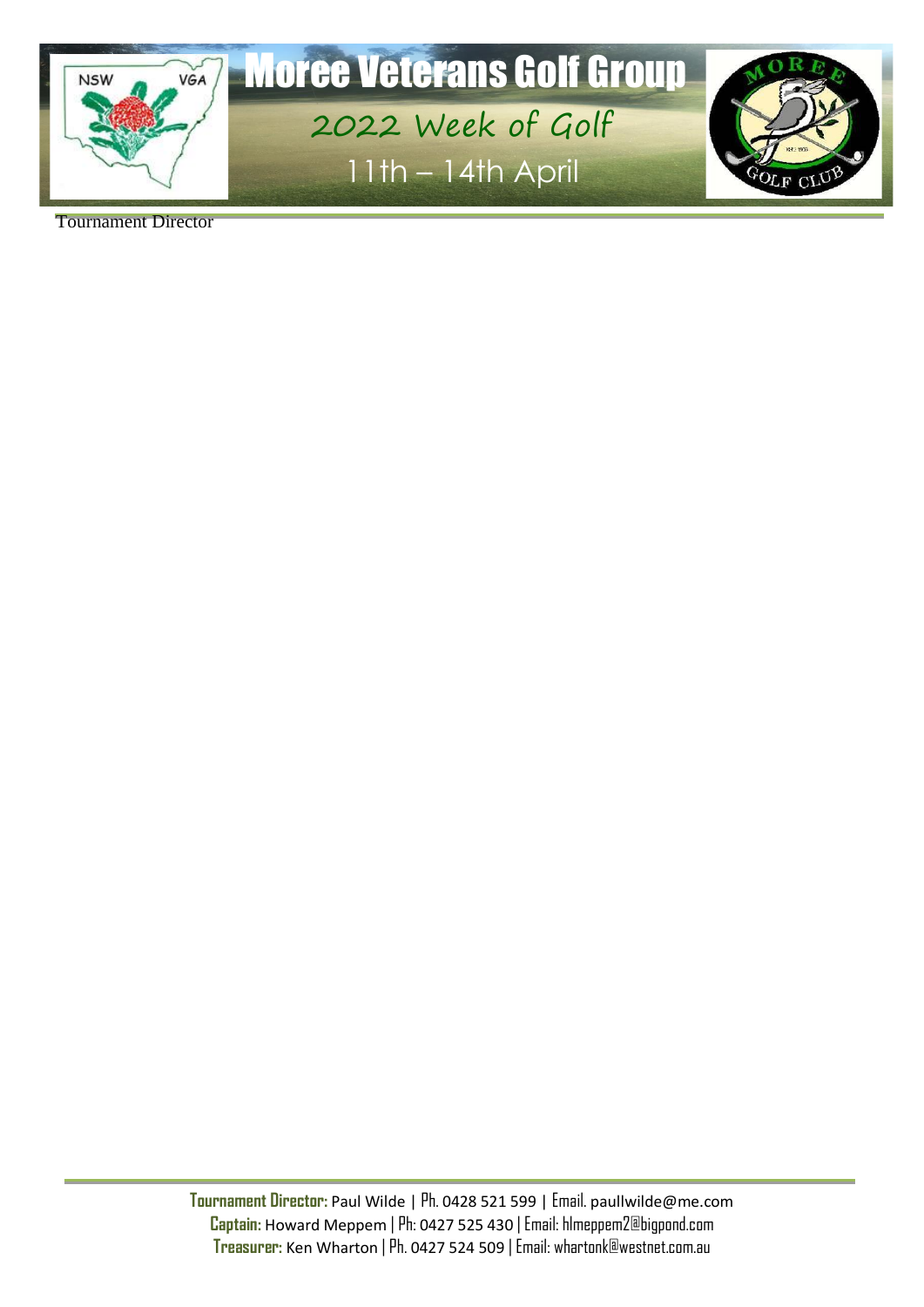# Moree Veterans Golf Group

## 2022 Week of Golf

### 11th – 14th April

Tournament Director

**Tournament Director:** Paul Wilde | Ph. 0428 521 599 | Email. paullwilde@me.com
**Captain:** Howard Meppem | Ph: 0427 525 430 | Email: hlmeppem2@bigpond.com
**Treasurer:** Ken Wharton | Ph. 0427 524 509 | Email: whartonk@westnet.com.au